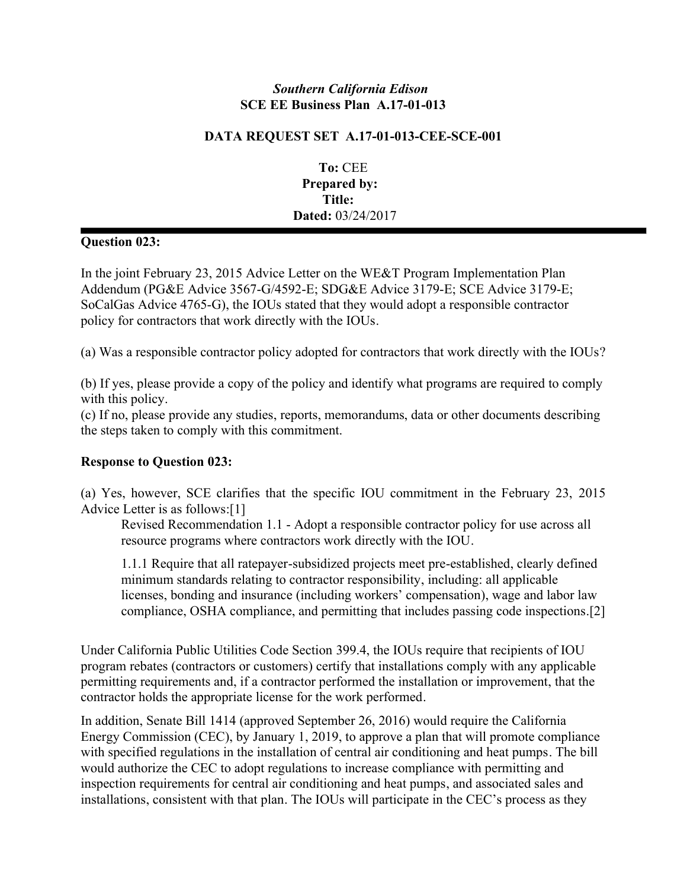*Southern California Edison*
**SCE EE Business Plan A.17-01-013**

**DATA REQUEST SET A.17-01-013-CEE-SCE-001**

**To:** CEE
**Prepared by:**
**Title:**
**Dated:** 03/24/2017

---

**Question 023:**

In the joint February 23, 2015 Advice Letter on the WE&T Program Implementation Plan Addendum (PG&E Advice 3567-G/4592-E; SDG&E Advice 3179-E; SCE Advice 3179-E; SoCalGas Advice 4765-G), the IOUs stated that they would adopt a responsible contractor policy for contractors that work directly with the IOUs.

(a) Was a responsible contractor policy adopted for contractors that work directly with the IOUs?

(b) If yes, please provide a copy of the policy and identify what programs are required to comply with this policy.
(c) If no, please provide any studies, reports, memorandums, data or other documents describing the steps taken to comply with this commitment.

**Response to Question 023:**

(a) Yes, however, SCE clarifies that the specific IOU commitment in the February 23, 2015 Advice Letter is as follows:[1]

> Revised Recommendation 1.1 - Adopt a responsible contractor policy for use across all resource programs where contractors work directly with the IOU.
>
> 1.1.1 Require that all ratepayer-subsidized projects meet pre-established, clearly defined minimum standards relating to contractor responsibility, including: all applicable licenses, bonding and insurance (including workers' compensation), wage and labor law compliance, OSHA compliance, and permitting that includes passing code inspections.[2]

Under California Public Utilities Code Section 399.4, the IOUs require that recipients of IOU program rebates (contractors or customers) certify that installations comply with any applicable permitting requirements and, if a contractor performed the installation or improvement, that the contractor holds the appropriate license for the work performed.

In addition, Senate Bill 1414 (approved September 26, 2016) would require the California Energy Commission (CEC), by January 1, 2019, to approve a plan that will promote compliance with specified regulations in the installation of central air conditioning and heat pumps. The bill would authorize the CEC to adopt regulations to increase compliance with permitting and inspection requirements for central air conditioning and heat pumps, and associated sales and installations, consistent with that plan. The IOUs will participate in the CEC's process as they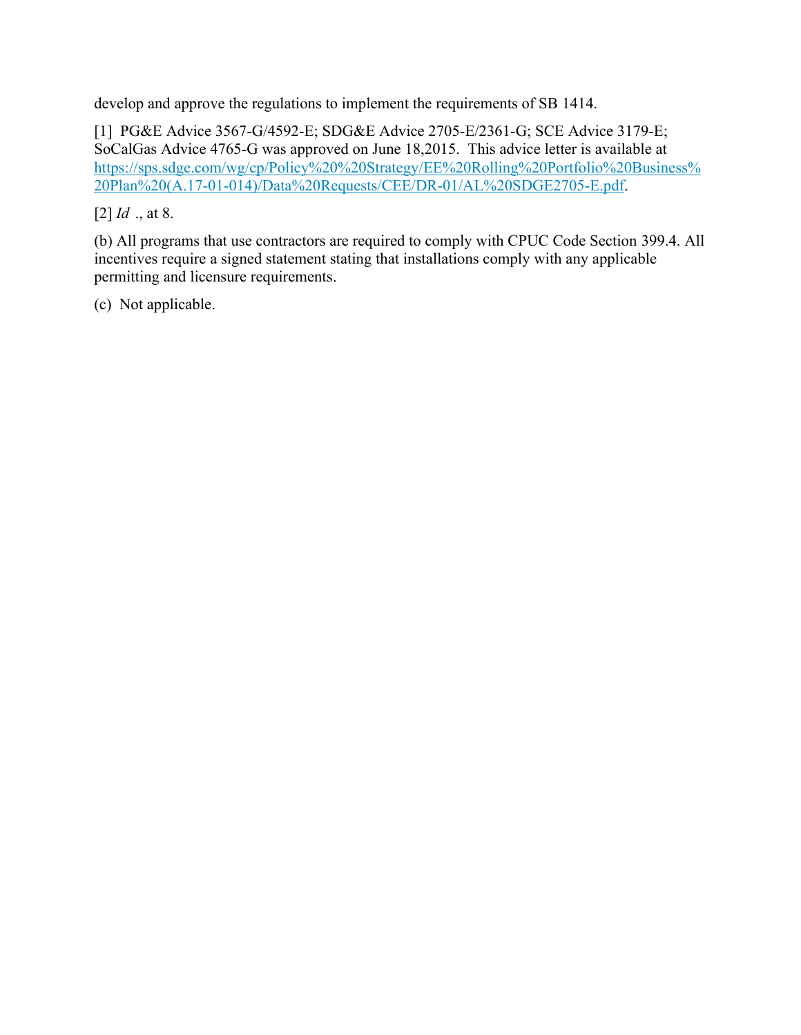develop and approve the regulations to implement the requirements of SB 1414.

[1] PG&E Advice 3567-G/4592-E; SDG&E Advice 2705-E/2361-G; SCE Advice 3179-E; SoCalGas Advice 4765-G was approved on June 18,2015. This advice letter is available at https://sps.sdge.com/wg/cp/Policy%20%20Strategy/EE%20Rolling%20Portfolio%20Business%20Plan%20(A.17-01-014)/Data%20Requests/CEE/DR-01/AL%20SDGE2705-E.pdf.

[2] *Id* ., at 8.

(b) All programs that use contractors are required to comply with CPUC Code Section 399.4. All incentives require a signed statement stating that installations comply with any applicable permitting and licensure requirements.

(c) Not applicable.